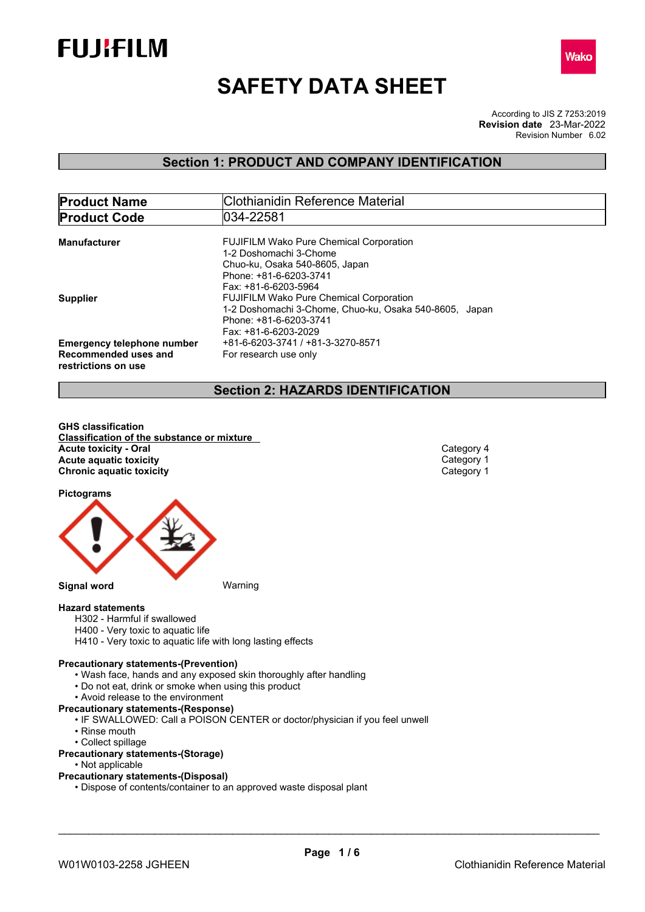FUJIFILM

Wako

# SAFETY DATA SHEET

According to JIS Z 7253:2019
**Revision date** 23-Mar-2022
Revision Number 6.02

## Section 1: PRODUCT AND COMPANY IDENTIFICATION

| **Product Name** | Clothianidin Reference Material |
|---|---|
| **Product Code** | 034-22581 |

**Manufacturer**
FUJIFILM Wako Pure Chemical Corporation
1-2 Doshomachi 3-Chome
Chuo-ku, Osaka 540-8605, Japan
Phone: +81-6-6203-3741
Fax: +81-6-6203-5964

**Supplier**
FUJIFILM Wako Pure Chemical Corporation
1-2 Doshomachi 3-Chome, Chuo-ku, Osaka 540-8605, Japan
Phone: +81-6-6203-3741
Fax: +81-6-6203-2029

**Emergency telephone number** +81-6-6203-3741 / +81-3-3270-8571

**Recommended uses and restrictions on use** For research use only

## Section 2: HAZARDS IDENTIFICATION

**GHS classification**

**Classification of the substance or mixture**

| | |
|---|---|
| **Acute toxicity - Oral** | Category 4 |
| **Acute aquatic toxicity** | Category 1 |
| **Chronic aquatic toxicity** | Category 1 |

**Pictograms**

**Signal word** Warning

**Hazard statements**

H302 - Harmful if swallowed
H400 - Very toxic to aquatic life
H410 - Very toxic to aquatic life with long lasting effects

**Precautionary statements-(Prevention)**

- Wash face, hands and any exposed skin thoroughly after handling
- Do not eat, drink or smoke when using this product
- Avoid release to the environment

**Precautionary statements-(Response)**

- IF SWALLOWED: Call a POISON CENTER or doctor/physician if you feel unwell
- Rinse mouth
- Collect spillage

**Precautionary statements-(Storage)**

- Not applicable

**Precautionary statements-(Disposal)**

- Dispose of contents/container to an approved waste disposal plant

W01W0103-2258 JGHEEN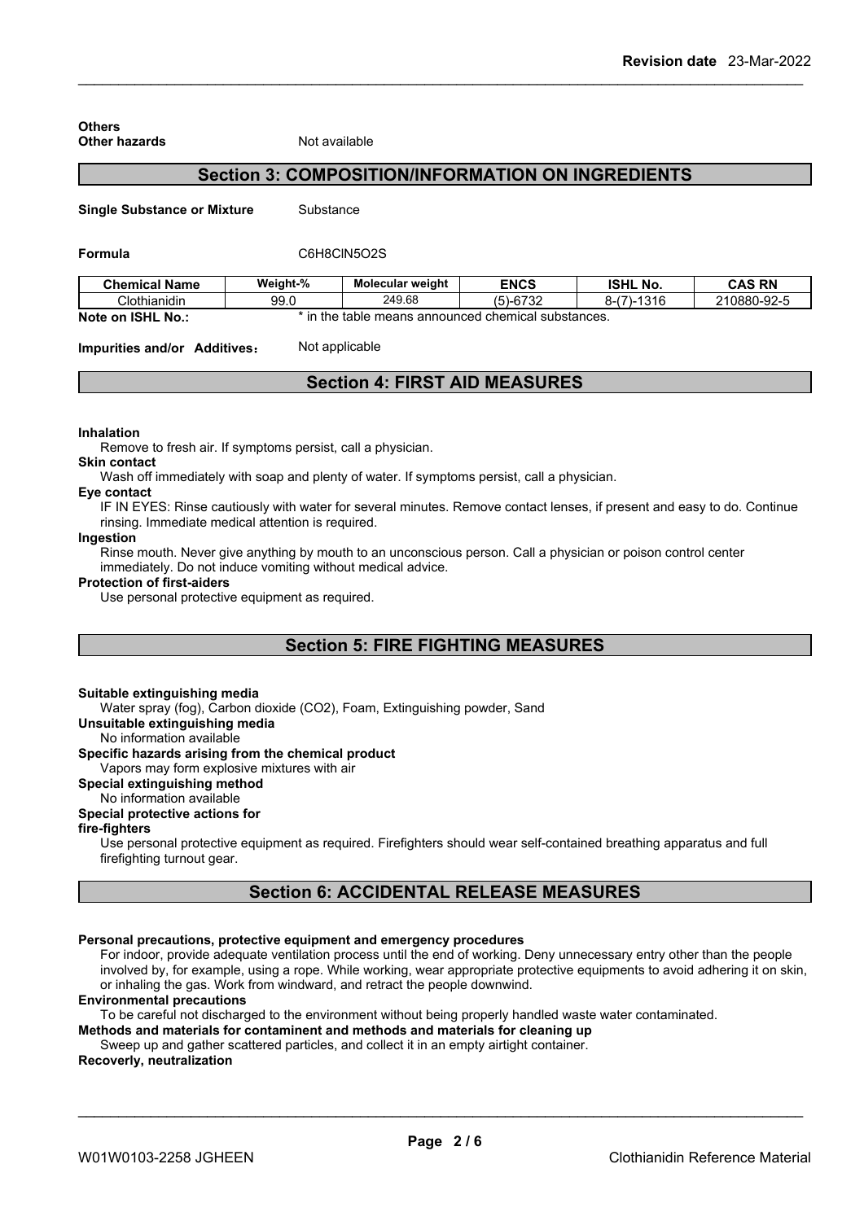**Others**

**Other hazards** Not available

## Section 3: COMPOSITION/INFORMATION ON INGREDIENTS

**Single Substance or Mixture** Substance

**Formula** C6H8ClN5O2S

| Chemical Name | Weight-% | Molecular weight | ENCS | ISHL No. | CAS RN |
|---|---|---|---|---|---|
| Clothianidin | 99.0 | 249.68 | (5)-6732 | 8-(7)-1316 | 210880-92-5 |

**Note on ISHL No.:** * in the table means announced chemical substances.

**Impurities and/or Additives**： Not applicable

## Section 4: FIRST AID MEASURES

**Inhalation**

Remove to fresh air. If symptoms persist, call a physician.

**Skin contact**

Wash off immediately with soap and plenty of water. If symptoms persist, call a physician.

**Eye contact**

IF IN EYES: Rinse cautiously with water for several minutes. Remove contact lenses, if present and easy to do. Continue rinsing. Immediate medical attention is required.

**Ingestion**

Rinse mouth. Never give anything by mouth to an unconscious person. Call a physician or poison control center immediately. Do not induce vomiting without medical advice.

**Protection of first-aiders**

Use personal protective equipment as required.

## Section 5: FIRE FIGHTING MEASURES

**Suitable extinguishing media**

Water spray (fog), Carbon dioxide (CO2), Foam, Extinguishing powder, Sand

**Unsuitable extinguishing media**

No information available

**Specific hazards arising from the chemical product**

Vapors may form explosive mixtures with air

**Special extinguishing method**

No information available

**Special protective actions for fire-fighters**

Use personal protective equipment as required. Firefighters should wear self-contained breathing apparatus and full firefighting turnout gear.

## Section 6: ACCIDENTAL RELEASE MEASURES

**Personal precautions, protective equipment and emergency procedures**

For indoor, provide adequate ventilation process until the end of working. Deny unnecessary entry other than the people involved by, for example, using a rope. While working, wear appropriate protective equipments to avoid adhering it on skin, or inhaling the gas. Work from windward, and retract the people downwind.

**Environmental precautions**

To be careful not discharged to the environment without being properly handled waste water contaminated.

**Methods and materials for contaminent and methods and materials for cleaning up**

Sweep up and gather scattered particles, and collect it in an empty airtight container.

**Recoverly, neutralization**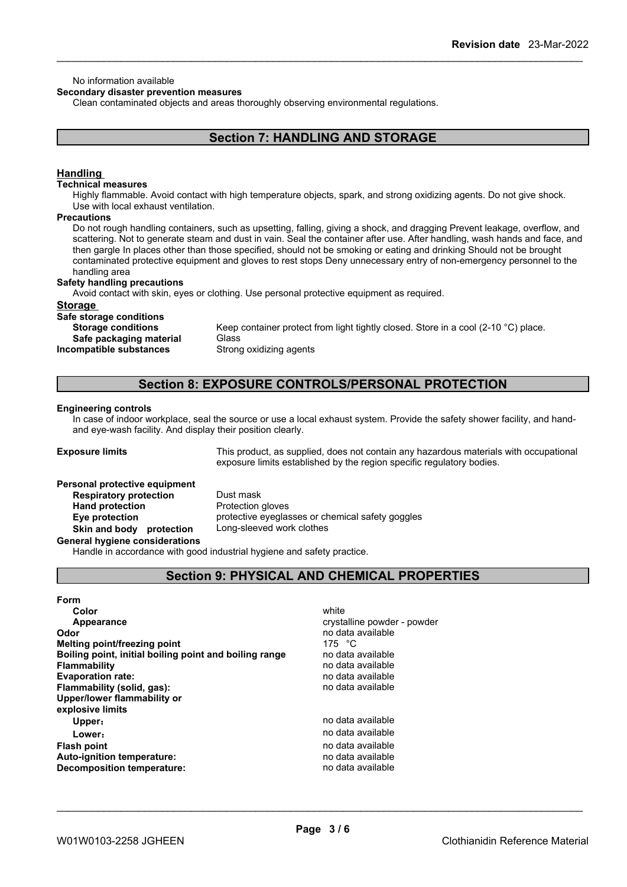No information available

**Secondary disaster prevention measures**

Clean contaminated objects and areas thoroughly observing environmental regulations.

## Section 7: HANDLING AND STORAGE

### Handling

**Technical measures**

Highly flammable. Avoid contact with high temperature objects, spark, and strong oxidizing agents. Do not give shock. Use with local exhaust ventilation.

**Precautions**

Do not rough handling containers, such as upsetting, falling, giving a shock, and dragging Prevent leakage, overflow, and scattering. Not to generate steam and dust in vain. Seal the container after use. After handling, wash hands and face, and then gargle In places other than those specified, should not be smoking or eating and drinking Should not be brought contaminated protective equipment and gloves to rest stops Deny unnecessary entry of non-emergency personnel to the handling area

**Safety handling precautions**

Avoid contact with skin, eyes or clothing. Use personal protective equipment as required.

### Storage

**Safe storage conditions**

| | |
|---|---|
| **Storage conditions** | Keep container protect from light tightly closed. Store in a cool (2-10 °C) place. |
| **Safe packaging material** | Glass |
| **Incompatible substances** | Strong oxidizing agents |

## Section 8: EXPOSURE CONTROLS/PERSONAL PROTECTION

**Engineering controls**

In case of indoor workplace, seal the source or use a local exhaust system. Provide the safety shower facility, and hand- and eye-wash facility. And display their position clearly.

**Exposure limits** This product, as supplied, does not contain any hazardous materials with occupational exposure limits established by the region specific regulatory bodies.

**Personal protective equipment**

| | |
|---|---|
| **Respiratory protection** | Dust mask |
| **Hand protection** | Protection gloves |
| **Eye protection** | protective eyeglasses or chemical safety goggles |
| **Skin and body protection** | Long-sleeved work clothes |

**General hygiene considerations**

Handle in accordance with good industrial hygiene and safety practice.

## Section 9: PHYSICAL AND CHEMICAL PROPERTIES

| | |
|---|---|
| **Form** | |
| **Color** | white |
| **Appearance** | crystalline powder - powder |
| **Odor** | no data available |
| **Melting point/freezing point** | 175 °C |
| **Boiling point, initial boiling point and boiling range** | no data available |
| **Flammability** | no data available |
| **Evaporation rate:** | no data available |
| **Flammability (solid, gas):** | no data available |
| **Upper/lower flammability or explosive limits** | |
| **Upper:** | no data available |
| **Lower:** | no data available |
| **Flash point** | no data available |
| **Auto-ignition temperature:** | no data available |
| **Decomposition temperature:** | no data available |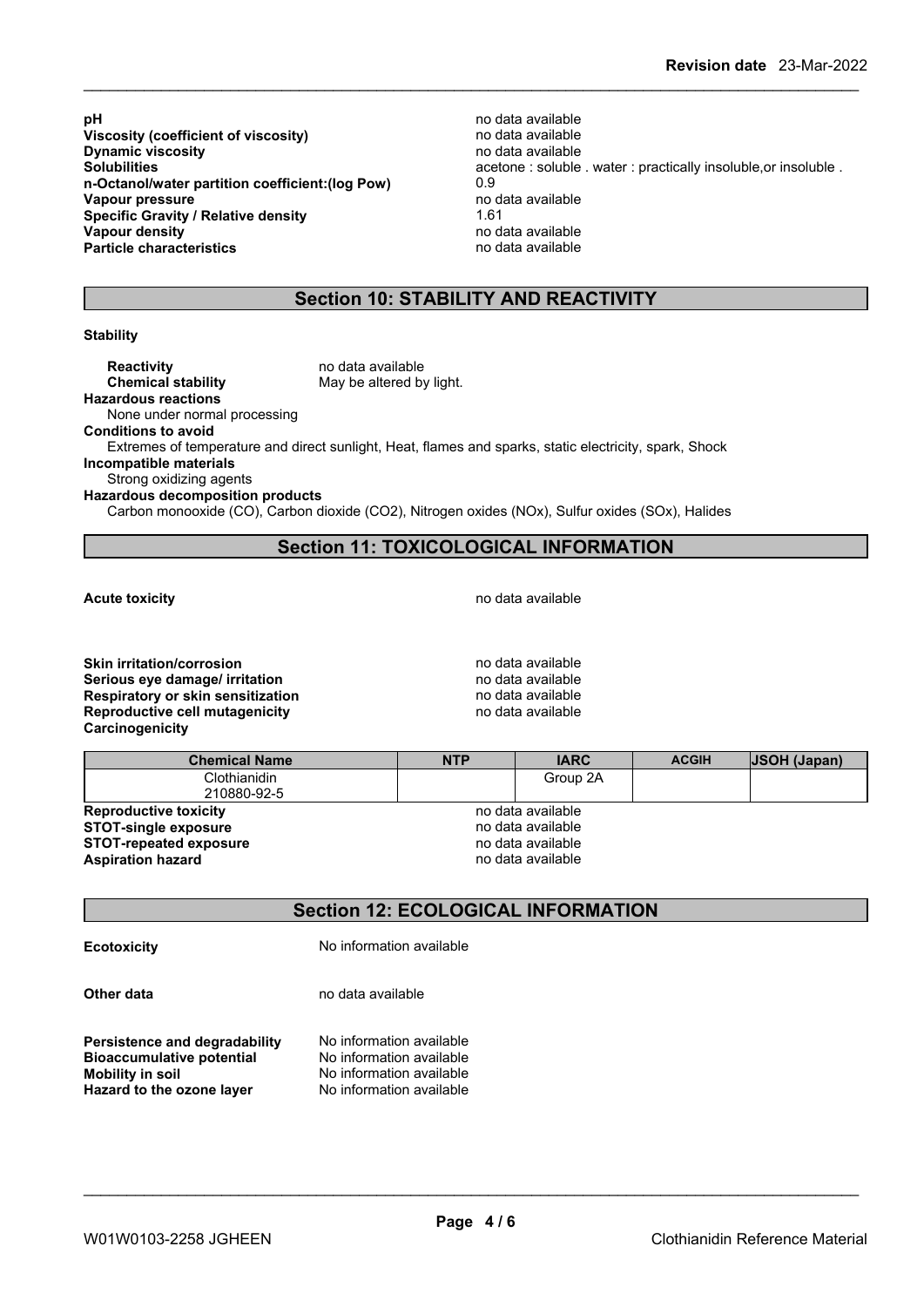| | |
|---|---|
| **pH** | no data available |
| **Viscosity (coefficient of viscosity)** | no data available |
| **Dynamic viscosity** | no data available |
| **Solubilities** | acetone : soluble . water : practically insoluble,or insoluble . |
| **n-Octanol/water partition coefficient:(log Pow)** | 0.9 |
| **Vapour pressure** | no data available |
| **Specific Gravity / Relative density** | 1.61 |
| **Vapour density** | no data available |
| **Particle characteristics** | no data available |

## Section 10: STABILITY AND REACTIVITY

**Stability**

**Reactivity** no data available
**Chemical stability** May be altered by light.

**Hazardous reactions**
None under normal processing

**Conditions to avoid**
Extremes of temperature and direct sunlight, Heat, flames and sparks, static electricity, spark, Shock

**Incompatible materials**
Strong oxidizing agents

**Hazardous decomposition products**
Carbon monooxide (CO), Carbon dioxide ($CO_2$), Nitrogen oxides (NOx), Sulfur oxides (SOx), Halides

## Section 11: TOXICOLOGICAL INFORMATION

**Acute toxicity** no data available

| | |
|---|---|
| **Skin irritation/corrosion** | no data available |
| **Serious eye damage/ irritation** | no data available |
| **Respiratory or skin sensitization** | no data available |
| **Reproductive cell mutagenicity** | no data available |

**Carcinogenicity**

| Chemical Name | NTP | IARC | ACGIH | JSOH (Japan) |
|---|---|---|---|---|
| Clothianidin 210880-92-5 | | Group 2A | | |

| | |
|---|---|
| **Reproductive toxicity** | no data available |
| **STOT-single exposure** | no data available |
| **STOT-repeated exposure** | no data available |
| **Aspiration hazard** | no data available |

## Section 12: ECOLOGICAL INFORMATION

**Ecotoxicity** No information available

**Other data** no data available

| | |
|---|---|
| **Persistence and degradability** | No information available |
| **Bioaccumulative potential** | No information available |
| **Mobility in soil** | No information available |
| **Hazard to the ozone layer** | No information available |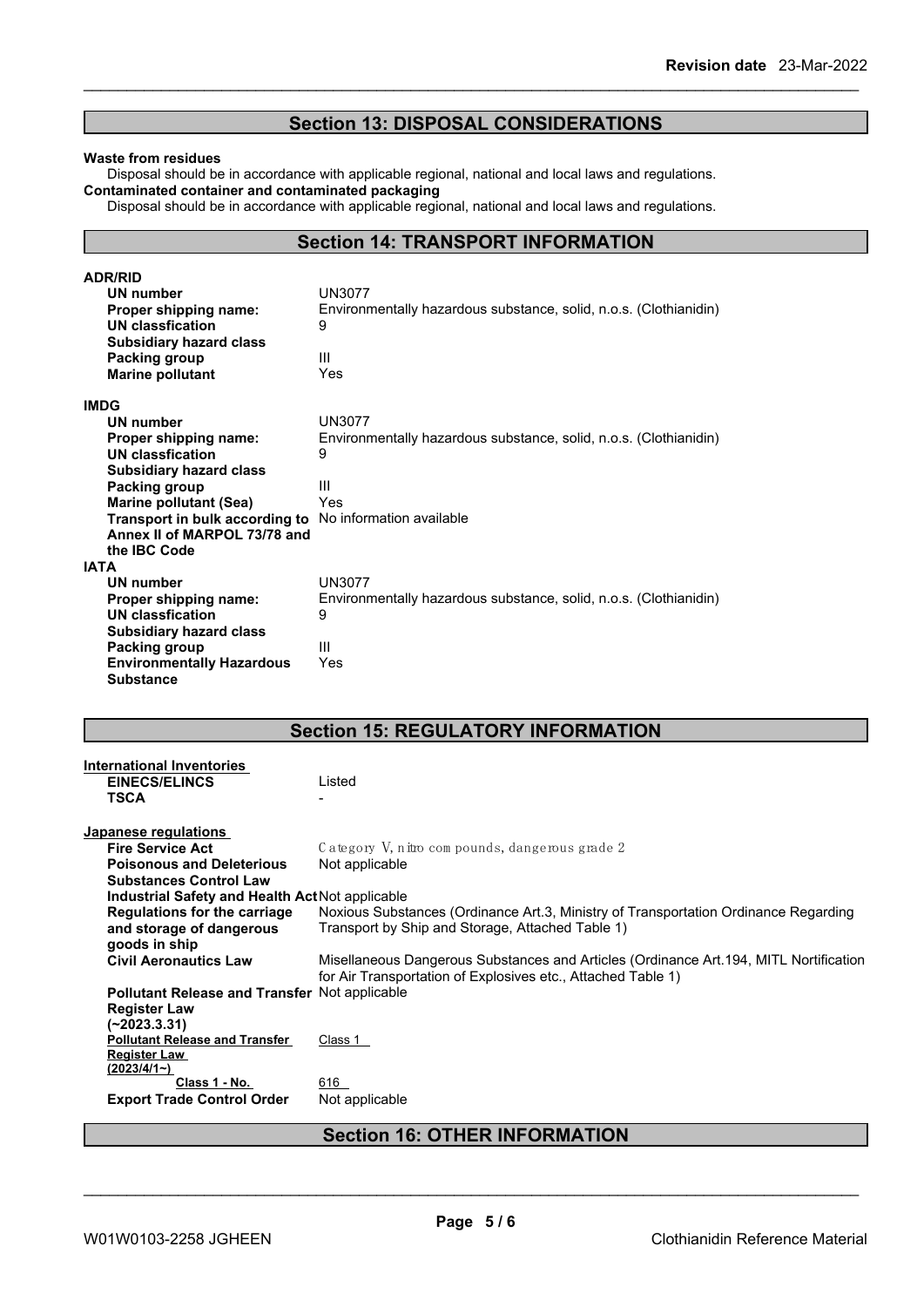## Section 13: DISPOSAL CONSIDERATIONS

**Waste from residues**

Disposal should be in accordance with applicable regional, national and local laws and regulations.

**Contaminated container and contaminated packaging**

Disposal should be in accordance with applicable regional, national and local laws and regulations.

## Section 14: TRANSPORT INFORMATION

**ADR/RID**

| | |
|---|---|
| **UN number** | UN3077 |
| **Proper shipping name:** | Environmentally hazardous substance, solid, n.o.s. (Clothianidin) |
| **UN classfication** | 9 |
| **Subsidiary hazard class** | |
| **Packing group** | III |
| **Marine pollutant** | Yes |

**IMDG**

| | |
|---|---|
| **UN number** | UN3077 |
| **Proper shipping name:** | Environmentally hazardous substance, solid, n.o.s. (Clothianidin) |
| **UN classfication** | 9 |
| **Subsidiary hazard class** | |
| **Packing group** | III |
| **Marine pollutant (Sea)** | Yes |
| **Transport in bulk according to Annex II of MARPOL 73/78 and the IBC Code** | No information available |

**IATA**

| | |
|---|---|
| **UN number** | UN3077 |
| **Proper shipping name:** | Environmentally hazardous substance, solid, n.o.s. (Clothianidin) |
| **UN classfication** | 9 |
| **Subsidiary hazard class** | |
| **Packing group** | III |
| **Environmentally Hazardous Substance** | Yes |

## Section 15: REGULATORY INFORMATION

**International Inventories**

| | |
|---|---|
| **EINECS/ELINCS** | Listed |
| **TSCA** | - |

**Japanese regulations**

| | |
|---|---|
| **Fire Service Act** | Category V, nitro compounds, dangerous grade 2 |
| **Poisonous and Deleterious Substances Control Law** | Not applicable |
| **Industrial Safety and Health Act** | Not applicable |
| **Regulations for the carriage and storage of dangerous goods in ship** | Noxious Substances (Ordinance Art.3, Ministry of Transportation Ordinance Regarding Transport by Ship and Storage, Attached Table 1) |
| **Civil Aeronautics Law** | Misellaneous Dangerous Substances and Articles (Ordinance Art.194, MITL Nortification for Air Transportation of Explosives etc., Attached Table 1) |
| **Pollutant Release and Transfer Register Law (~2023.3.31)** | Not applicable |
| **Pollutant Release and Transfer Register Law (2023/4/1~)** | Class 1 |
| **Class 1 - No.** | 616 |
| **Export Trade Control Order** | Not applicable |

## Section 16: OTHER INFORMATION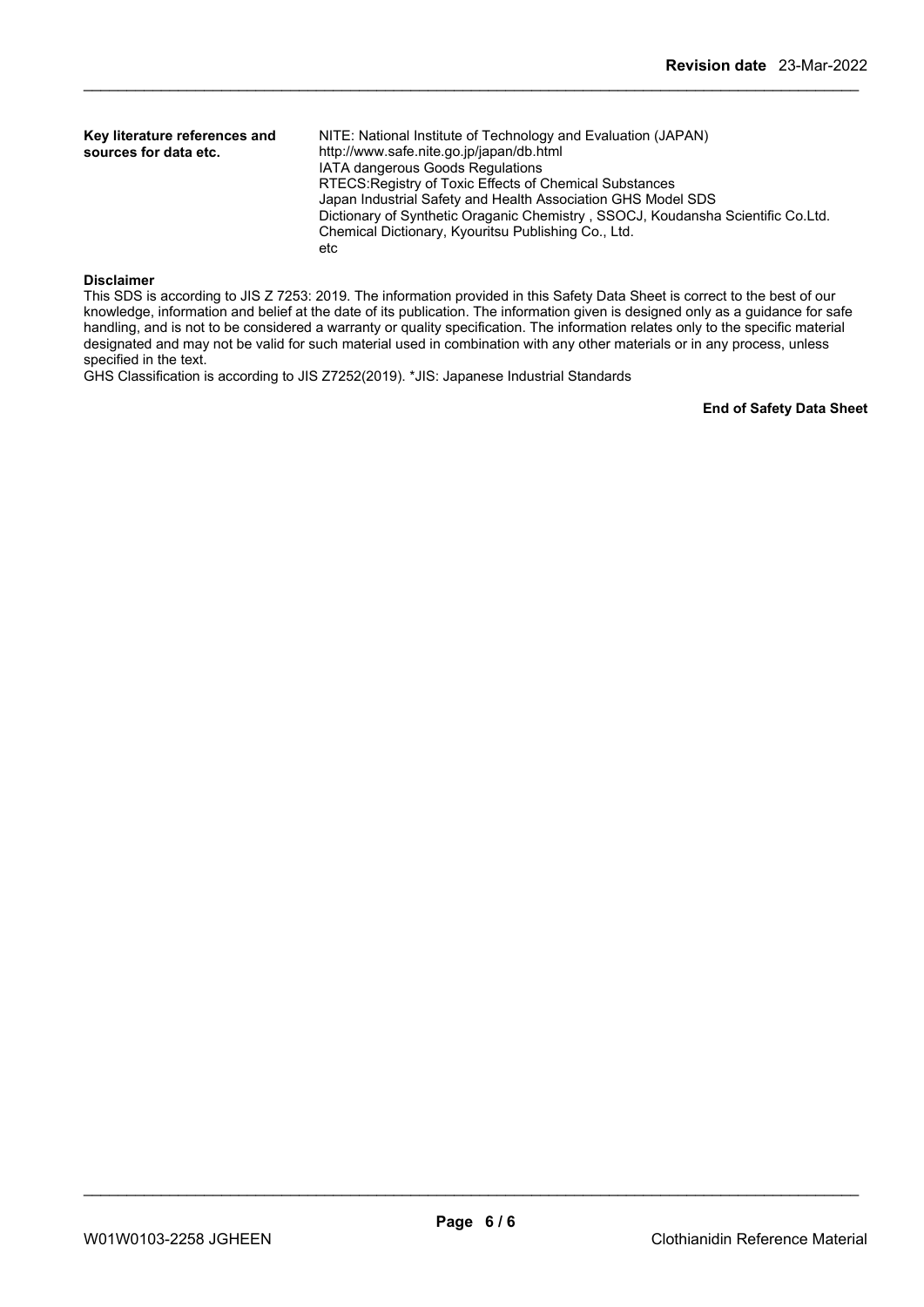**Key literature references and sources for data etc.**

NITE: National Institute of Technology and Evaluation (JAPAN)
http://www.safe.nite.go.jp/japan/db.html
IATA dangerous Goods Regulations
RTECS:Registry of Toxic Effects of Chemical Substances
Japan Industrial Safety and Health Association GHS Model SDS
Dictionary of Synthetic Oraganic Chemistry , SSOCJ, Koudansha Scientific Co.Ltd.
Chemical Dictionary, Kyouritsu Publishing Co., Ltd.
etc

**Disclaimer**

This SDS is according to JIS Z 7253: 2019. The information provided in this Safety Data Sheet is correct to the best of our knowledge, information and belief at the date of its publication. The information given is designed only as a guidance for safe handling, and is not to be considered a warranty or quality specification. The information relates only to the specific material designated and may not be valid for such material used in combination with any other materials or in any process, unless specified in the text.

GHS Classification is according to JIS Z7252(2019). *JIS: Japanese Industrial Standards

**End of Safety Data Sheet**